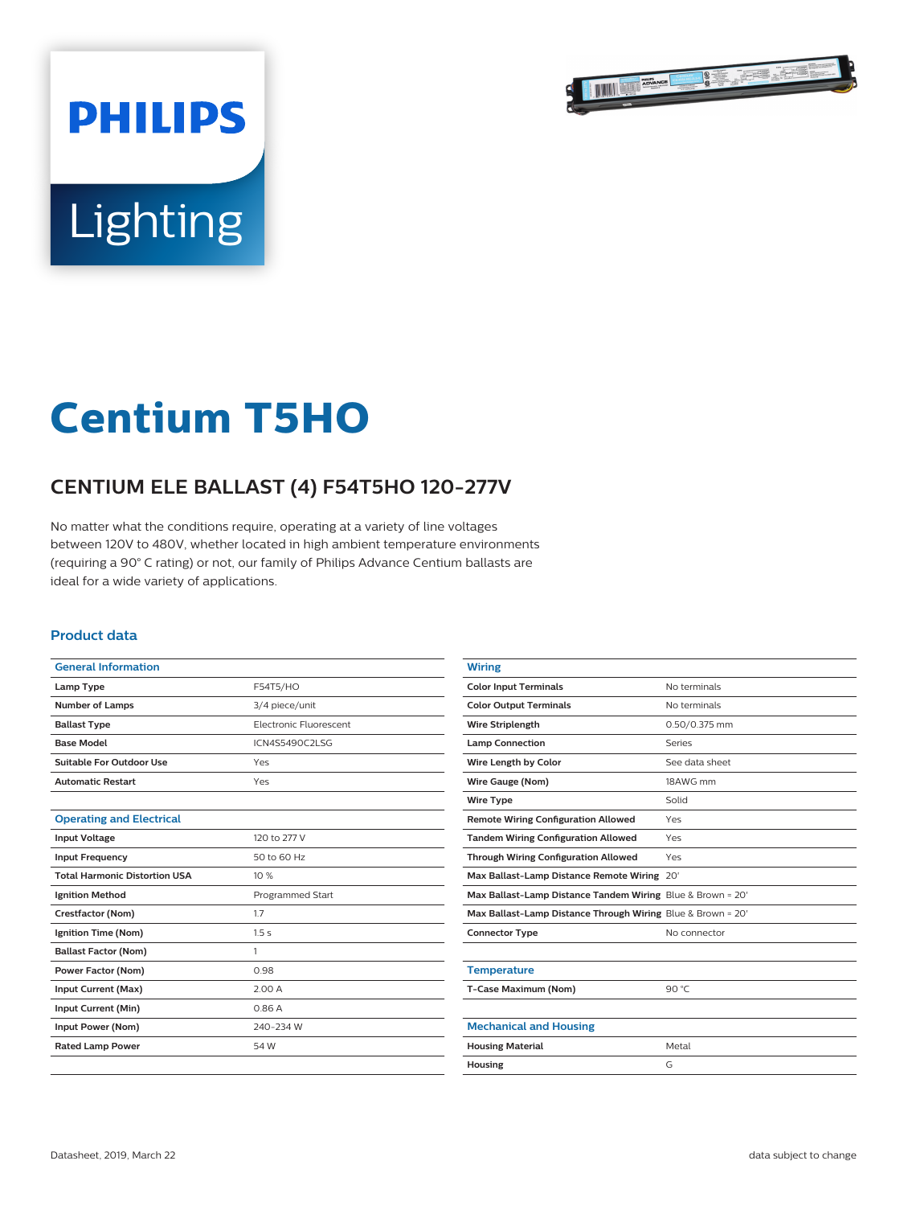# Centium T5HO

## CENTIUM ELE BALLAST (4) F54T5HO 120-277V

No matter what the conditions require, operating at a variety of line voltages between 120V to 480V, whether located in high ambient temperature environments (requiring a 90° C rating) or not, our family of Philips Advance Centium ballasts are ideal for a wide variety of applications.

### Product data

| General Information | |
|---|---|
| Lamp Type | F54T5/HO |
| Number of Lamps | 3/4 piece/unit |
| Ballast Type | Electronic Fluorescent |
| Base Model | ICN4S5490C2LSG |
| Suitable For Outdoor Use | Yes |
| Automatic Restart | Yes |

| Operating and Electrical | |
|---|---|
| Input Voltage | 120 to 277 V |
| Input Frequency | 50 to 60 Hz |
| Total Harmonic Distortion USA | 10 % |
| Ignition Method | Programmed Start |
| Crestfactor (Nom) | 1.7 |
| Ignition Time (Nom) | 1.5 s |
| Ballast Factor (Nom) | 1 |
| Power Factor (Nom) | 0.98 |
| Input Current (Max) | 2.00 A |
| Input Current (Min) | 0.86 A |
| Input Power (Nom) | 240-234 W |
| Rated Lamp Power | 54 W |

| Wiring | |
|---|---|
| Color Input Terminals | No terminals |
| Color Output Terminals | No terminals |
| Wire Striplength | 0.50/0.375 mm |
| Lamp Connection | Series |
| Wire Length by Color | See data sheet |
| Wire Gauge (Nom) | 18AWG mm |
| Wire Type | Solid |
| Remote Wiring Configuration Allowed | Yes |
| Tandem Wiring Configuration Allowed | Yes |
| Through Wiring Configuration Allowed | Yes |
| Max Ballast-Lamp Distance Remote Wiring | 20' |
| Max Ballast-Lamp Distance Tandem Wiring | Blue & Brown = 20' |
| Max Ballast-Lamp Distance Through Wiring | Blue & Brown = 20' |
| Connector Type | No connector |

| Temperature | |
|---|---|
| T-Case Maximum (Nom) | 90 °C |

| Mechanical and Housing | |
|---|---|
| Housing Material | Metal |
| Housing | G |

Datasheet, 2019, March 22

data subject to change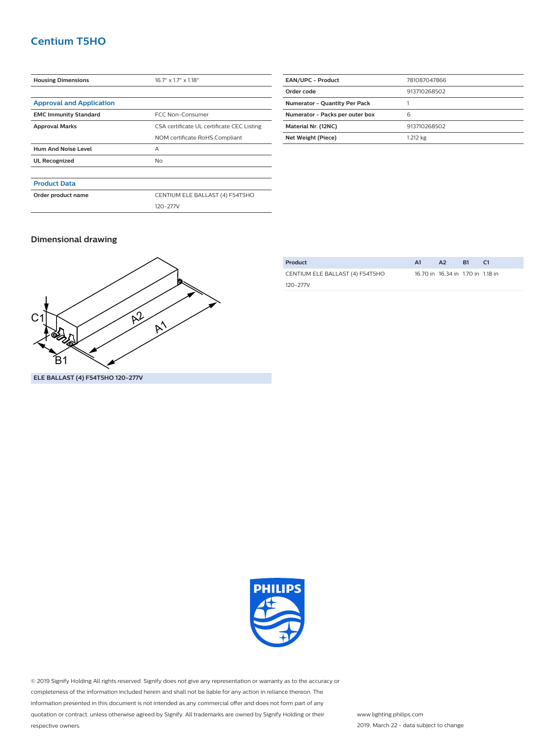## Centium T5HO

| | |
|---|---|
| **Housing Dimensions** | 16.7" x 1.7" x 1.18" |

### Approval and Application

| | |
|---|---|
| **EMC Immunity Standard** | FCC Non-Consumer |
| **Approval Marks** | CSA certificate UL certificate CEC Listing NOM certificate RoHS Compliant |
| **Hum And Noise Level** | A |
| **UL Recognized** | No |

### Product Data

| | |
|---|---|
| **Order product name** | CENTIUM ELE BALLAST (4) F54T5HO 120-277V |
| **EAN/UPC - Product** | 781087047866 |
| **Order code** | 913710268502 |
| **Numerator - Quantity Per Pack** | 1 |
| **Numerator - Packs per outer box** | 6 |
| **Material Nr. (12NC)** | 913710268502 |
| **Net Weight (Piece)** | 1.212 kg |

### Dimensional drawing

C1

A2

A1

B1

**ELE BALLAST (4) F54T5HO 120-277V**

| Product | A1 | A2 | B1 | C1 |
|---|---|---|---|---|
| CENTIUM ELE BALLAST (4) F54T5HO 120-277V | 16.70 in | 16.34 in | 1.70 in | 1.18 in |

© 2019 Signify Holding All rights reserved. Signify does not give any representation or warranty as to the accuracy or completeness of the information included herein and shall not be liable for any action in reliance thereon. The information presented in this document is not intended as any commercial offer and does not form part of any quotation or contract, unless otherwise agreed by Signify. All trademarks are owned by Signify Holding or their respective owners.

www.lighting.philips.com

2019, March 22 - data subject to change